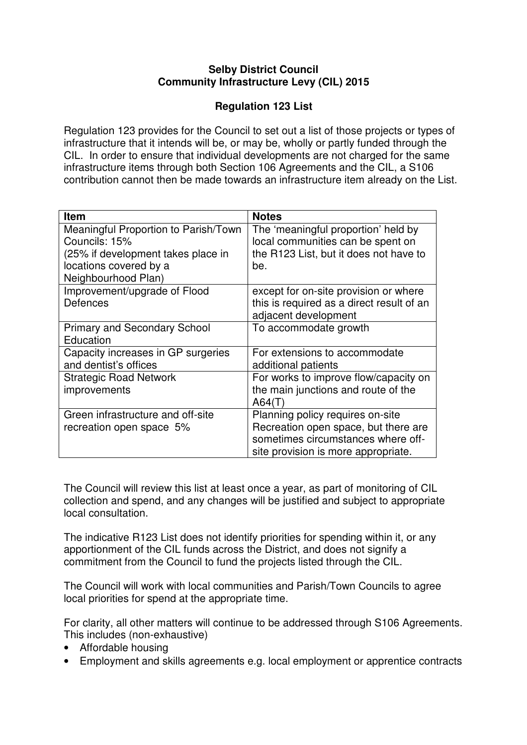# Selby District Council
## Community Infrastructure Levy (CIL) 2015

### Regulation 123 List

Regulation 123 provides for the Council to set out a list of those projects or types of infrastructure that it intends will be, or may be, wholly or partly funded through the CIL. In order to ensure that individual developments are not charged for the same infrastructure items through both Section 106 Agreements and the CIL, a S106 contribution cannot then be made towards an infrastructure item already on the List.

| **Item** | **Notes** |
|---|---|
| Meaningful Proportion to Parish/Town Councils: 15% (25% if development takes place in locations covered by a Neighbourhood Plan) | The 'meaningful proportion' held by local communities can be spent on the R123 List, but it does not have to be. |
| Improvement/upgrade of Flood Defences | except for on-site provision or where this is required as a direct result of an adjacent development |
| Primary and Secondary School Education | To accommodate growth |
| Capacity increases in GP surgeries and dentist's offices | For extensions to accommodate additional patients |
| Strategic Road Network improvements | For works to improve flow/capacity on the main junctions and route of the A64(T) |
| Green infrastructure and off-site recreation open space 5% | Planning policy requires on-site Recreation open space, but there are sometimes circumstances where off-site provision is more appropriate. |

The Council will review this list at least once a year, as part of monitoring of CIL collection and spend, and any changes will be justified and subject to appropriate local consultation.

The indicative R123 List does not identify priorities for spending within it, or any apportionment of the CIL funds across the District, and does not signify a commitment from the Council to fund the projects listed through the CIL.

The Council will work with local communities and Parish/Town Councils to agree local priorities for spend at the appropriate time.

For clarity, all other matters will continue to be addressed through S106 Agreements. This includes (non-exhaustive)

- Affordable housing
- Employment and skills agreements e.g. local employment or apprentice contracts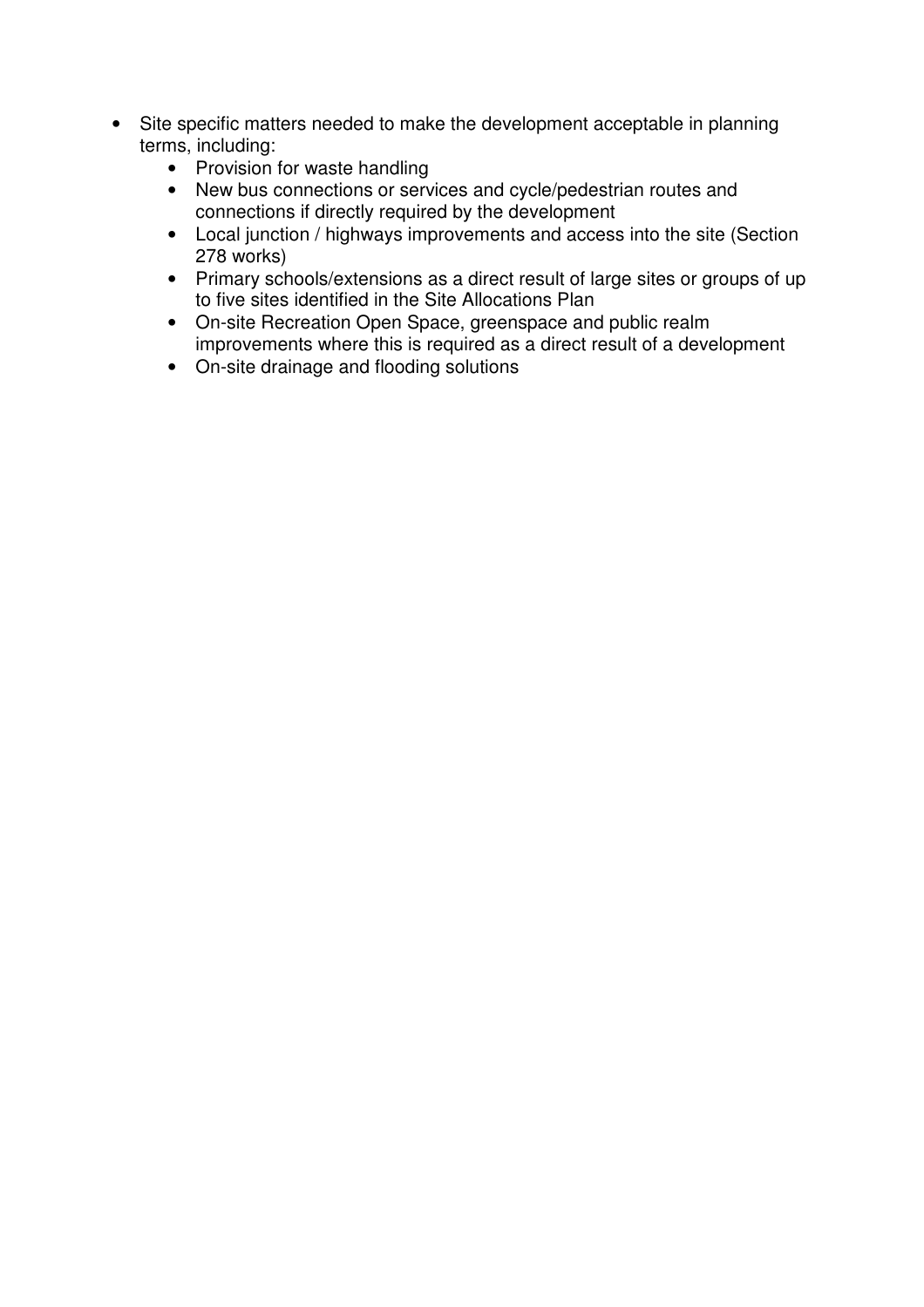- Site specific matters needed to make the development acceptable in planning terms, including:
  - Provision for waste handling
  - New bus connections or services and cycle/pedestrian routes and connections if directly required by the development
  - Local junction / highways improvements and access into the site (Section 278 works)
  - Primary schools/extensions as a direct result of large sites or groups of up to five sites identified in the Site Allocations Plan
  - On-site Recreation Open Space, greenspace and public realm improvements where this is required as a direct result of a development
  - On-site drainage and flooding solutions